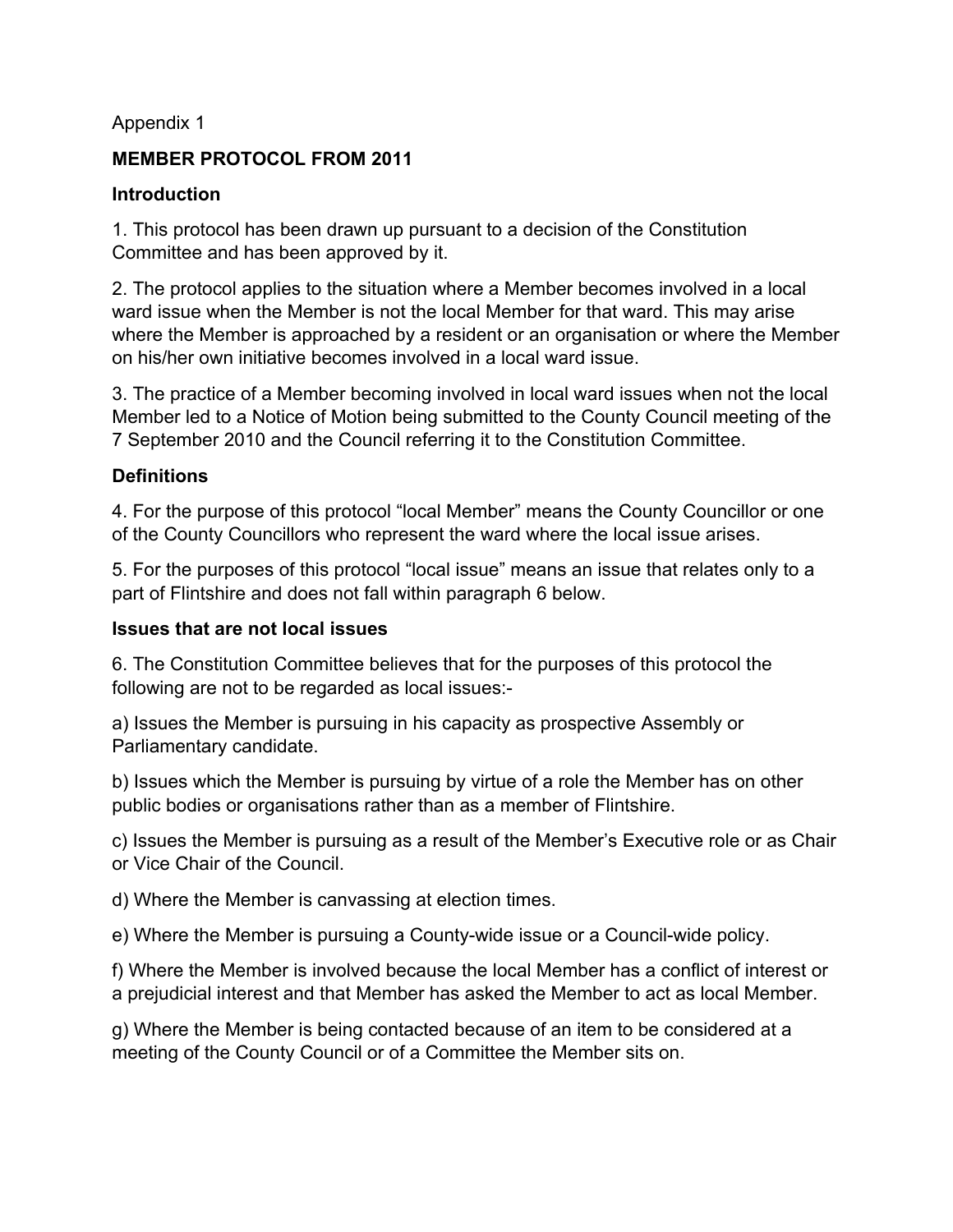Appendix 1

## MEMBER PROTOCOL FROM 2011

### Introduction

1. This protocol has been drawn up pursuant to a decision of the Constitution Committee and has been approved by it.

2. The protocol applies to the situation where a Member becomes involved in a local ward issue when the Member is not the local Member for that ward. This may arise where the Member is approached by a resident or an organisation or where the Member on his/her own initiative becomes involved in a local ward issue.

3. The practice of a Member becoming involved in local ward issues when not the local Member led to a Notice of Motion being submitted to the County Council meeting of the 7 September 2010 and the Council referring it to the Constitution Committee.

### Definitions

4. For the purpose of this protocol “local Member” means the County Councillor or one of the County Councillors who represent the ward where the local issue arises.

5. For the purposes of this protocol “local issue” means an issue that relates only to a part of Flintshire and does not fall within paragraph 6 below.

### Issues that are not local issues

6. The Constitution Committee believes that for the purposes of this protocol the following are not to be regarded as local issues:-

a) Issues the Member is pursuing in his capacity as prospective Assembly or Parliamentary candidate.

b) Issues which the Member is pursuing by virtue of a role the Member has on other public bodies or organisations rather than as a member of Flintshire.

c) Issues the Member is pursuing as a result of the Member’s Executive role or as Chair or Vice Chair of the Council.

d) Where the Member is canvassing at election times.

e) Where the Member is pursuing a County-wide issue or a Council-wide policy.

f) Where the Member is involved because the local Member has a conflict of interest or a prejudicial interest and that Member has asked the Member to act as local Member.

g) Where the Member is being contacted because of an item to be considered at a meeting of the County Council or of a Committee the Member sits on.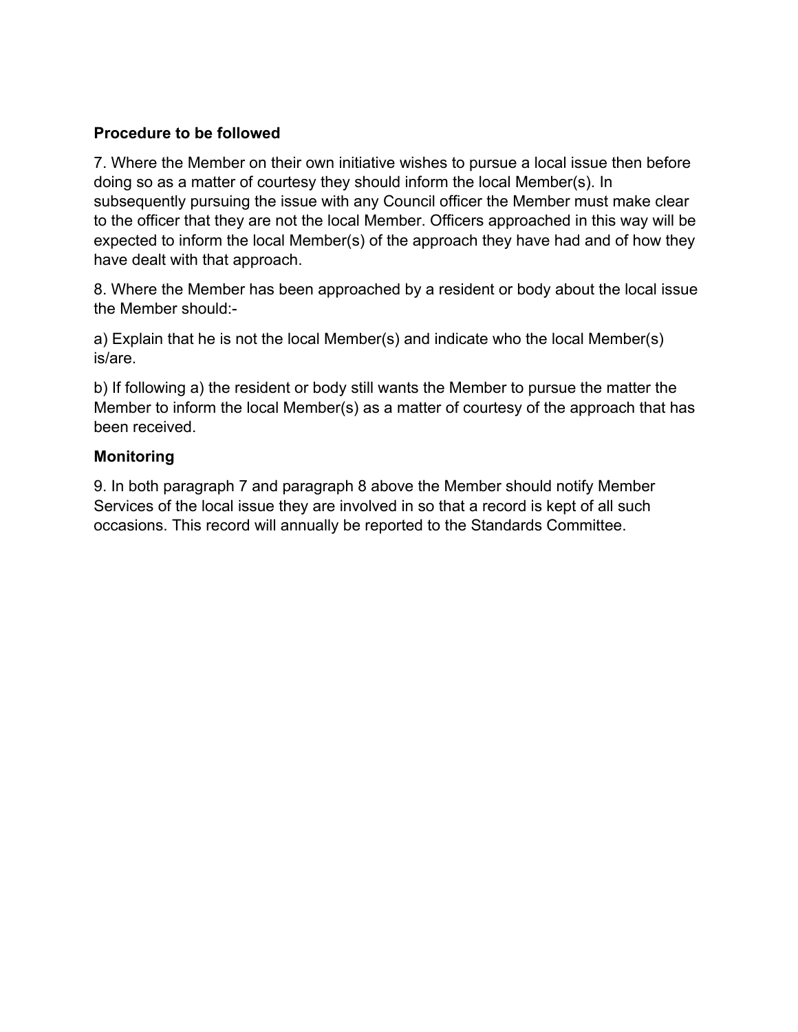**Procedure to be followed**

7. Where the Member on their own initiative wishes to pursue a local issue then before doing so as a matter of courtesy they should inform the local Member(s). In subsequently pursuing the issue with any Council officer the Member must make clear to the officer that they are not the local Member. Officers approached in this way will be expected to inform the local Member(s) of the approach they have had and of how they have dealt with that approach.

8. Where the Member has been approached by a resident or body about the local issue the Member should:-

a) Explain that he is not the local Member(s) and indicate who the local Member(s) is/are.

b) If following a) the resident or body still wants the Member to pursue the matter the Member to inform the local Member(s) as a matter of courtesy of the approach that has been received.

**Monitoring**

9. In both paragraph 7 and paragraph 8 above the Member should notify Member Services of the local issue they are involved in so that a record is kept of all such occasions. This record will annually be reported to the Standards Committee.